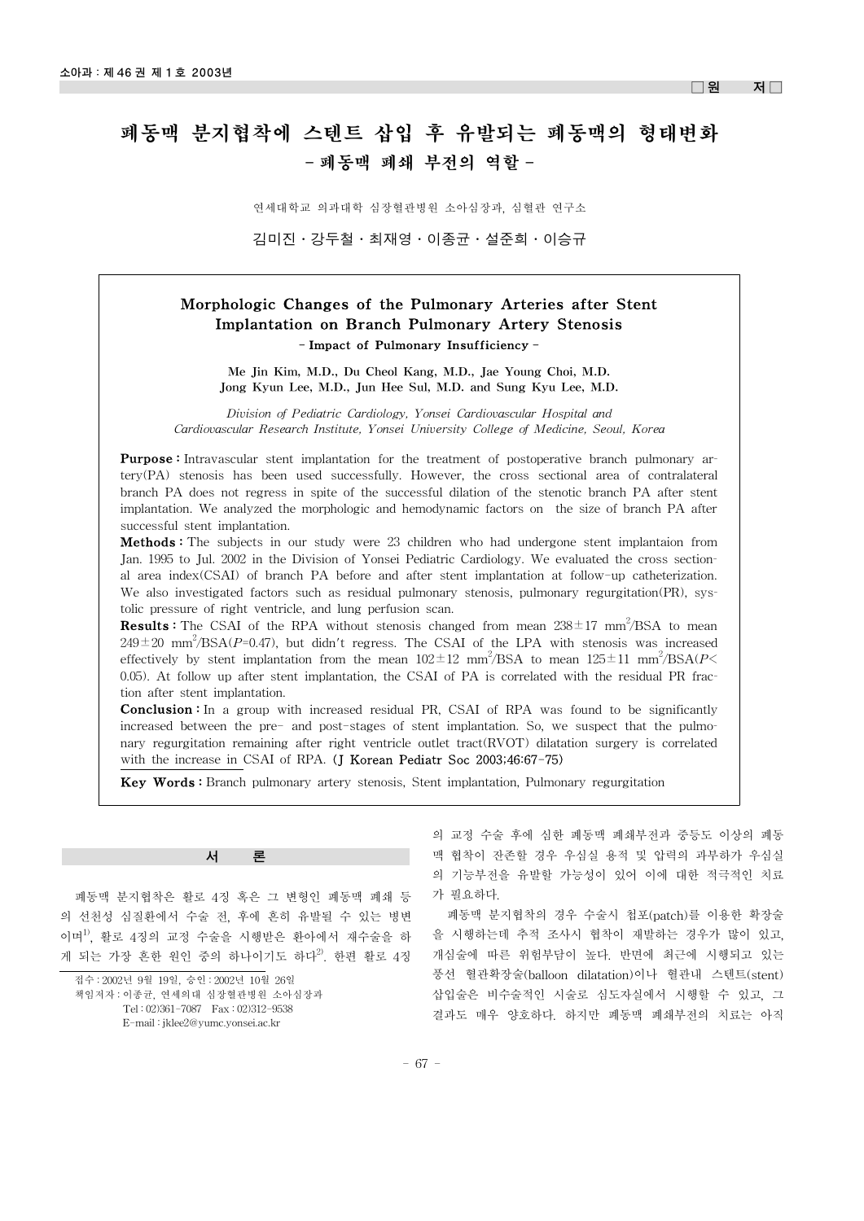□원　　저□

# 폐동맥 분지협착에 스텐트 삽입 후 유발되는 폐동맥의 형태변화
## - 폐동맥 폐쇄 부전의 역할 -

연세대학교 의과대학 심장혈관병원 소아심장과, 심혈관 연구소

김미진 · 강두철 · 최재영 · 이종균 · 설준희 · 이승규

## Morphologic Changes of the Pulmonary Arteries after Stent Implantation on Branch Pulmonary Artery Stenosis
### - Impact of Pulmonary Insufficiency -

**Me Jin Kim, M.D., Du Cheol Kang, M.D., Jae Young Choi, M.D. Jong Kyun Lee, M.D., Jun Hee Sul, M.D. and Sung Kyu Lee, M.D.**

*Division of Pediatric Cardiology, Yonsei Cardiovascular Hospital and Cardiovascular Research Institute, Yonsei University College of Medicine, Seoul, Korea*

**Purpose :** Intravascular stent implantation for the treatment of postoperative branch pulmonary artery(PA) stenosis has been used successfully. However, the cross sectional area of contralateral branch PA does not regress in spite of the successful dilation of the stenotic branch PA after stent implantation. We analyzed the morphologic and hemodynamic factors on the size of branch PA after successful stent implantation.

**Methods :** The subjects in our study were 23 children who had undergone stent implantaion from Jan. 1995 to Jul. 2002 in the Division of Yonsei Pediatric Cardiology. We evaluated the cross sectional area index(CSAI) of branch PA before and after stent implantation at follow-up catheterization. We also investigated factors such as residual pulmonary stenosis, pulmonary regurgitation(PR), systolic pressure of right ventricle, and lung perfusion scan.

**Results :** The CSAI of the RPA without stenosis changed from mean $238 \pm 17$ $mm^2$/BSA to mean $249 \pm 20$ $mm^2$/BSA($P$=0.47), but didn't regress. The CSAI of the LPA with stenosis was increased effectively by stent implantation from the mean $102 \pm 12$ $mm^2$/BSA to mean $125 \pm 11$ $mm^2$/BSA($P < 0.05$). At follow up after stent implantation, the CSAI of PA is correlated with the residual PR fraction after stent implantation.

**Conclusion :** In a group with increased residual PR, CSAI of RPA was found to be significantly increased between the pre- and post-stages of stent implantation. So, we suspect that the pulmonary regurgitation remaining after right ventricle outlet tract(RVOT) dilatation surgery is correlated with the increase in CSAI of RPA. **(J Korean Pediatr Soc 2003;46:67-75)**

**Key Words :** Branch pulmonary artery stenosis, Stent implantation, Pulmonary regurgitation

## 서　　론

폐동맥 분지협착은 활로 4징 혹은 그 변형인 폐동맥 폐쇄 등의 선천성 심질환에서 수술 전, 후에 흔히 유발될 수 있는 병변이며[1], 활로 4징의 교정 수술을 시행받은 환아에서 재수술을 하게 되는 가장 흔한 원인 중의 하나이기도 하다[2]. 한편 활로 4징의 교정 수술 후에 심한 폐동맥 폐쇄부전과 중등도 이상의 폐동맥 협착이 잔존할 경우 우심실 용적 및 압력의 과부하가 우심실의 기능부전을 유발할 가능성이 있어 이에 대한 적극적인 치료가 필요하다.

폐동맥 분지협착의 경우 수술시 첩포(patch)를 이용한 확장술을 시행하는데 추적 조사시 협착이 재발하는 경우가 많이 있고, 개심술에 따른 위험부담이 높다. 반면에 최근에 시행되고 있는 풍선 혈관확장술(balloon dilatation)이나 혈관내 스텐트(stent) 삽입술은 비수술적인 시술로 심도자실에서 시행할 수 있고, 그 결과도 매우 양호하다. 하지만 폐동맥 폐쇄부전의 치료는 아직

접수 : 2002년 9월 19일, 승인 : 2002년 10월 26일
책임저자 : 이종균, 연세의대 심장혈관병원 소아심장과
Tel : 02)361-7087　Fax : 02)312-9538
E-mail : jklee2@yumc.yonsei.ac.kr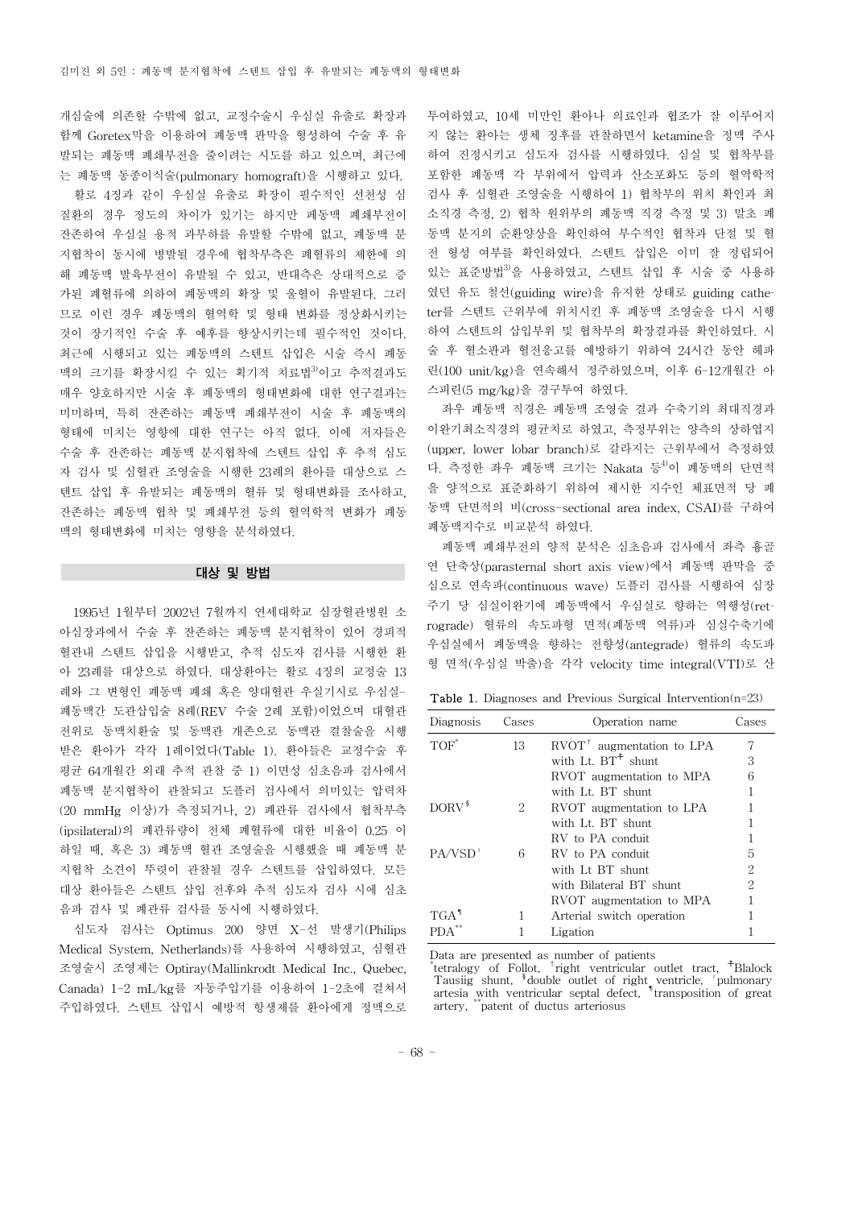개심술에 의존할 수밖에 없고, 교정수술시 우심실 유출로 확장과 함께 Goretex막을 이용하여 폐동맥 판막을 형성하여 수술 후 유발되는 폐동맥 폐쇄부전을 줄이려는 시도를 하고 있으며, 최근에는 폐동맥 동종이식술(pulmonary homograft)을 시행하고 있다.

활로 4징과 같이 우심실 유출로 확장이 필수적인 선천성 심질환의 경우 정도의 차이가 있기는 하지만 폐동맥 폐쇄부전이 잔존하여 우심실 용적 과부하를 유발할 수밖에 없고, 폐동맥 분지협착이 동시에 병발될 경우에 협착부측은 폐혈류의 제한에 의해 폐동맥 발육부전이 유발될 수 있고, 반대측은 상대적으로 증가된 폐혈류에 의하여 폐동맥의 확장 및 울혈이 유발된다. 그러므로 이런 경우 폐동맥의 혈역학 및 형태 변화를 정상화시키는 것이 장기적인 수술 후 예후를 향상시키는데 필수적인 것이다. 최근에 시행되고 있는 폐동맥의 스텐트 삽입은 시술 즉시 폐동맥의 크기를 확장시킬 수 있는 획기적 치료법[3]이고 추적결과도 매우 양호하지만 시술 후 폐동맥의 형태변화에 대한 연구결과는 미미하며, 특히 잔존하는 폐동맥 폐쇄부전이 시술 후 폐동맥의 형태에 미치는 영향에 대한 연구는 아직 없다. 이에 저자들은 수술 후 잔존하는 폐동맥 분지협착에 스텐트 삽입 후 추적 심도자 검사 및 심혈관 조영술을 시행한 23례의 환아를 대상으로 스텐트 삽입 후 유발되는 폐동맥의 혈류 및 형태변화를 조사하고, 잔존하는 폐동맥 협착 및 폐쇄부전 등의 혈역학적 변화가 폐동맥의 형태변화에 미치는 영향을 분석하였다.

## 대상 및 방법

1995년 1월부터 2002년 7월까지 연세대학교 심장혈관병원 소아심장과에서 수술 후 잔존하는 폐동맥 분지협착이 있어 경피적 혈관내 스텐트 삽입을 시행받고, 추적 심도자 검사를 시행한 환아 23례를 대상으로 하였다. 대상환아는 활로 4징의 교정술 13례와 그 변형인 폐동맥 폐쇄 혹은 양대혈관 우심실기시로 우심실-폐동맥간 도관삽입술 8례(REV 수술 2례 포함)이었으며 대혈관 전위로 동맥치환술 및 동맥관 개존으로 동맥관 결찰술을 시행받은 환아가 각각 1례이었다(Table 1). 환아들은 교정수술 후 평균 64개월간 외래 추적 관찰 중 1) 이면성 심초음파 검사에서 폐동맥 분지협착이 관찰되고 도플러 검사에서 의미있는 압력차(20 mmHg 이상)가 측정되거나, 2) 폐관류 검사에서 협착부측(ipsilateral)의 폐관류량이 전체 폐혈류에 대한 비율이 0.25 이하일 때, 혹은 3) 폐동맥 혈관 조영술을 시행했을 때 폐동맥 분지협착 소견이 뚜렷이 관찰될 경우 스텐트를 삽입하였다. 모든 대상 환아들은 스텐트 삽입 전후와 추적 심도자 검사 시에 심초음파 검사 및 폐관류 검사를 동시에 시행하였다.

심도자 검사는 Optimus 200 양면 X-선 발생기(Philips Medical System, Netherlands)를 사용하여 시행하였고, 심혈관 조영술시 조영제는 Optiray(Mallinkrodt Medical Inc., Quebec, Canada) 1-2 mL/kg를 자동주입기를 이용하여 1-2초에 걸쳐서 주입하였다. 스텐트 삽입시 예방적 항생제를 환아에게 정맥으로 투여하였고, 10세 미만인 환아나 의료인과 협조가 잘 이루어지지 않는 환아는 생체 징후를 관찰하면서 ketamine을 정맥 주사하여 진정시키고 심도자 검사를 시행하였다. 심실 및 협착부를 포함한 폐동맥 각 부위에서 압력과 산소포화도 등의 혈역학적 검사 후 심혈관 조영술을 시행하여 1) 협착부의 위치 확인과 최소직경 측정, 2) 협착 원위부의 폐동맥 직경 측정 및 3) 말초 폐동맥 분지의 순환양상을 확인하여 부수적인 협착과 단절 및 혈전 형성 여부를 확인하였다. 스텐트 삽입은 이미 잘 정립되어 있는 표준방법[3]을 사용하였고, 스텐트 삽입 후 시술 중 사용하였던 유도 철선(guiding wire)을 유지한 상태로 guiding catheter를 스텐트 근위부에 위치시킨 후 폐동맥 조영술을 다시 시행하여 스텐트의 삽입부위 및 협착부의 확장결과를 확인하였다. 시술 후 혈소판과 혈전응고를 예방하기 위하여 24시간 동안 헤파린(100 unit/kg)을 연속해서 정주하였으며, 이후 6-12개월간 아스피린(5 mg/kg)을 경구투여 하였다.

좌우 폐동맥 직경은 폐동맥 조영술 결과 수축기의 최대직경과 이완기최소직경의 평균치로 하였고, 측정부위는 양측의 상하엽지(upper, lower lobar branch)로 갈라지는 근위부에서 측정하였다. 측정한 좌우 폐동맥 크기는 Nakata 등[4]이 폐동맥의 단면적을 양적으로 표준화하기 위하여 제시한 지수인 체표면적 당 폐동맥 단면적의 비(cross-sectional area index, CSAI)를 구하여 폐동맥지수로 비교분석 하였다.

폐동맥 폐쇄부전의 양적 분석은 심초음파 검사에서 좌측 흉골연 단축상(parasternal short axis view)에서 폐동맥 판막을 중심으로 연속파(continuous wave) 도플러 검사를 시행하여 심장주기 당 심실이완기에 폐동맥에서 우심실로 향하는 역행성(retrograde) 혈류의 속도파형 면적(폐동맥 역류)과 심실수축기에 우심실에서 폐동맥을 향하는 전행성(antegrade) 혈류의 속도파형 면적(우심실 박출)을 각각 velocity time integral(VTI)로 산

Table 1. Diagnoses and Previous Surgical Intervention(n=23)

| Diagnosis | Cases | Operation name | Cases |
|---|---|---|---|
| TOF* | 13 | RVOT† augmentation to LPA | 7 |
| | | with Lt. BT‡ shunt | 3 |
| | | RVOT augmentation to MPA | 6 |
| | | with Lt. BT shunt | 1 |
| DORV§ | 2 | RVOT augmentation to LPA | 1 |
| | | with Lt. BT shunt | 1 |
| | | RV to PA conduit | 1 |
| PA/VSD∥ | 6 | RV to PA conduit | 5 |
| | | with Lt BT shunt | 2 |
| | | with Bilateral BT shunt | 2 |
| | | RVOT augmentation to MPA | 1 |
| TGA¶ | 1 | Arterial switch operation | 1 |
| PDA** | 1 | Ligation | 1 |

Data are presented as number of patients
*tetralogy of Follot, †right ventricular outlet tract, ‡Blalock Tausiig shunt, §double outlet of right ventricle, ∥pulmonary artesia with ventricular septal defect, ¶transposition of great artery, **patent of ductus arteriosus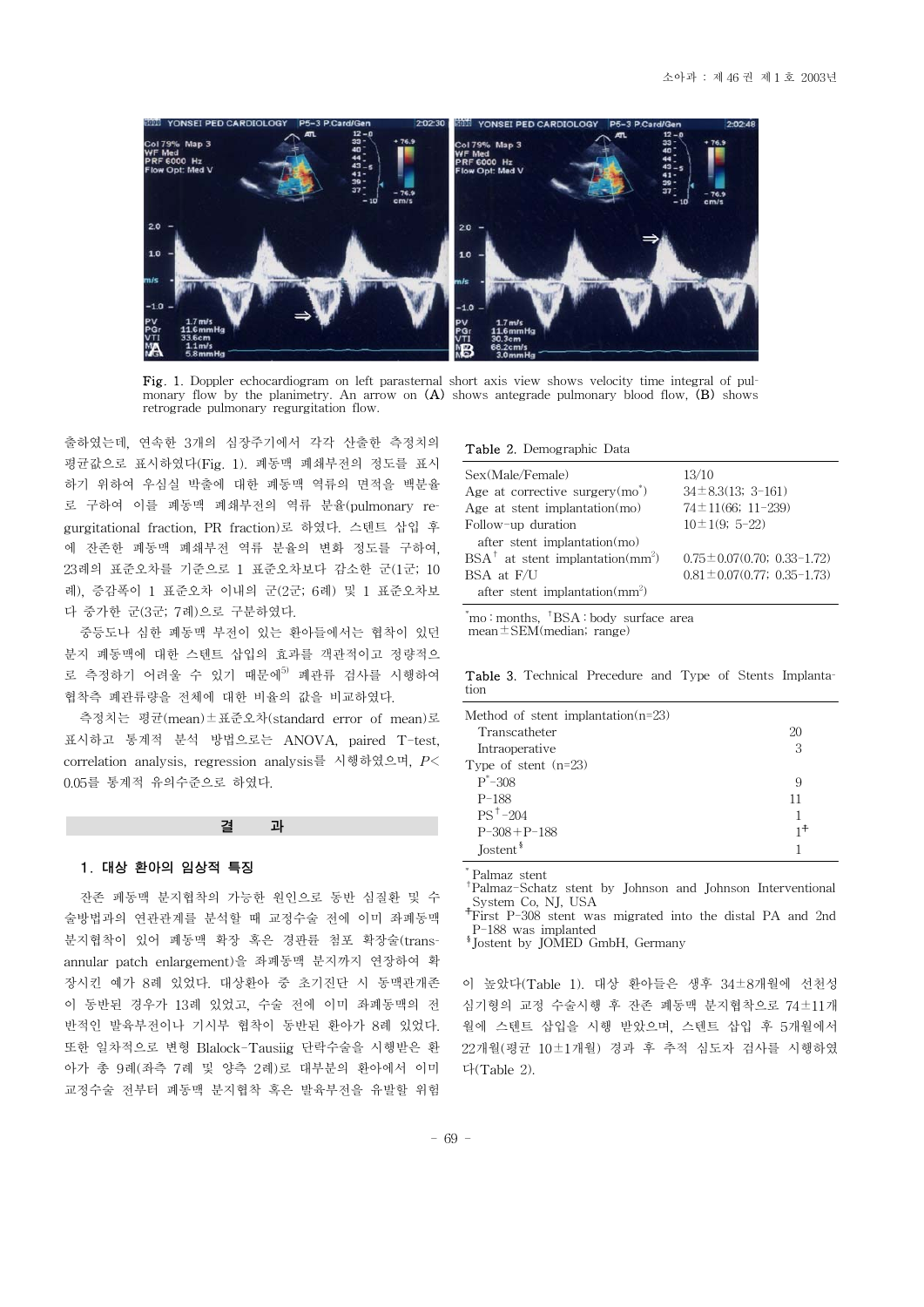Fig. 1. Doppler echocardiogram on left parasternal short axis view shows velocity time integral of pulmonary flow by the planimetry. An arrow on (A) shows antegrade pulmonary blood flow, (B) shows retrograde pulmonary regurgitation flow.

출하였는데, 연속한 3개의 심장주기에서 각각 산출한 측정치의 평균값으로 표시하였다(Fig. 1). 폐동맥 폐쇄부전의 정도를 표시하기 위하여 우심실 박출에 대한 폐동맥 역류의 면적을 백분율로 구하여 이를 폐동맥 폐쇄부전의 역류 분율(pulmonary regurgitational fraction, PR fraction)로 하였다. 스텐트 삽입 후에 잔존한 폐동맥 폐쇄부전 역류 분율의 변화 정도를 구하여, 23례의 표준오차를 기준으로 1 표준오차보다 감소한 군(1군; 10례), 증감폭이 1 표준오차 이내의 군(2군; 6례) 및 1 표준오차보다 증가한 군(3군; 7례)으로 구분하였다.

중등도나 심한 폐동맥 부전이 있는 환아들에서는 협착이 있던 분지 폐동맥에 대한 스텐트 삽입의 효과를 객관적이고 정량적으로 측정하기 어려울 수 있기 때문에[5] 폐관류 검사를 시행하여 협착측 폐관류량을 전체에 대한 비율의 값을 비교하였다.

측정치는 평균(mean)±표준오차(standard error of mean)로 표시하고 통계적 분석 방법으로는 ANOVA, paired T-test, correlation analysis, regression analysis를 시행하였으며, $P<0.05$를 통계적 유의수준으로 하였다.

## 결 과

### 1. 대상 환아의 임상적 특징

잔존 폐동맥 분지협착의 가능한 원인으로 동반 심질환 및 수술방법과의 연관관계를 분석할 때 교정수술 전에 이미 좌폐동맥 분지협착이 있어 폐동맥 확장 혹은 경판륜 첨포 확장술(transannular patch enlargement)을 좌폐동맥 분지까지 연장하여 확장시킨 예가 8례 있었다. 대상환아 중 초기진단 시 동맥관개존이 동반된 경우가 13례 있었고, 수술 전에 이미 좌폐동맥의 전반적인 발육부전이나 기시부 협착이 동반된 환아가 8례 있었다. 또한 일차적으로 변형 Blalock-Tausiig 단락수술을 시행받은 환아가 총 9례(좌측 7례 및 양측 2례)로 대부분의 환아에서 이미 교정수술 전부터 폐동맥 분지협착 혹은 발육부전을 유발할 위험이 높았다(Table 1). 대상 환아들은 생후 34±8개월에 선천성 심기형의 교정 수술시행 후 잔존 폐동맥 분지협착으로 74±11개월에 스텐트 삽입을 시행 받았으며, 스텐트 삽입 후 5개월에서 22개월(평균 10±1개월) 경과 후 추적 심도자 검사를 시행하였다(Table 2).

Table 2. Demographic Data

| | |
|---|---|
| Sex(Male/Female) | 13/10 |
| Age at corrective surgery(mo*) | 34±8.3(13; 3-161) |
| Age at stent implantation(mo) | 74±11(66; 11-239) |
| Follow-up duration after stent implantation(mo) | 10±1(9; 5-22) |
| BSA† at stent implantation(mm²) | 0.75±0.07(0.70; 0.33-1.72) |
| BSA at F/U after stent implantation(mm²) | 0.81±0.07(0.77; 0.35-1.73) |

*mo : months, †BSA : body surface area
mean±SEM(median; range)

Table 3. Technical Precedure and Type of Stents Implantation

| | |
|---|---|
| Method of stent implantation(n=23) | |
| Transcatheter | 20 |
| Intraoperative | 3 |
| Type of stent (n=23) | |
| P*-308 | 9 |
| P-188 | 11 |
| PS†-204 | 1 |
| P-308+P-188 | 1‡ |
| Jostent§ | 1 |

* Palmaz stent
†Palmaz-Schatz stent by Johnson and Johnson Interventional System Co, NJ, USA
‡First P-308 stent was migrated into the distal PA and 2nd P-188 was implanted
§Jostent by JOMED GmbH, Germany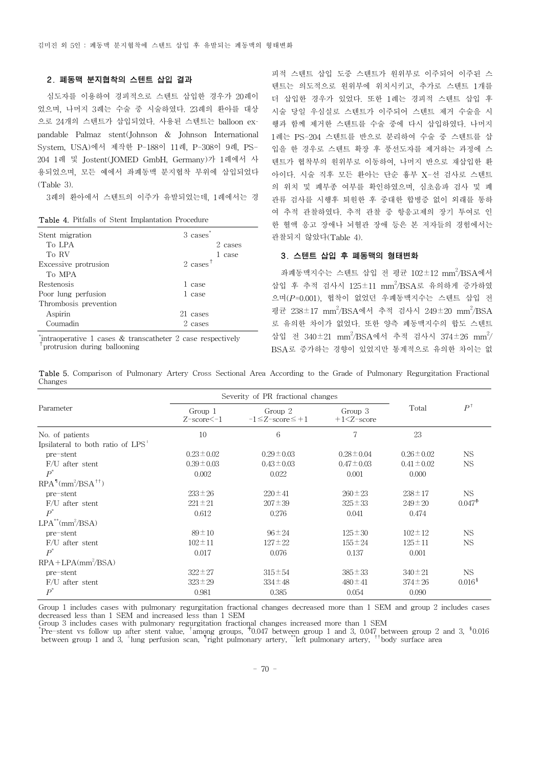### 2. 폐동맥 분지협착의 스텐트 삽입 결과

심도자를 이용하여 경피적으로 스텐트 삽입한 경우가 20례이었으며, 나머지 3례는 수술 중 시술하였다. 23례의 환아를 대상으로 24개의 스텐트가 삽입되었다. 사용된 스텐트는 balloon expandable Palmaz stent(Johnson & Johnson International System, USA)에서 제작한 P-188이 11례, P-308이 9례, PS-204 1례 및 Jostent(JOMED GmbH, Germany)가 1례에서 사용되었으며, 모든 예에서 좌폐동맥 분지협착 부위에 삽입되었다(Table 3).

3례의 환아에서 스텐트의 이주가 유발되었는데, 1례에서는 경피적 스텐트 삽입 도중 스텐트가 원위부로 이주되어 이주된 스텐트는 의도적으로 원위부에 위치시키고, 추가로 스텐트 1개를 더 삽입한 경우가 있었다. 또한 1례는 경피적 스텐트 삽입 후 시술 당일 우심실로 스텐트가 이주되어 스텐트 제거 수술을 시행과 함께 제거한 스텐트를 수술 중에 다시 삽입하였다. 나머지 1례는 PS-204 스텐트를 반으로 분리하여 수술 중 스텐트를 삽입을 한 경우로 스텐트 확장 후 풍선도자를 제거하는 과정에 스텐트가 협착부의 원위부로 이동하여, 나머지 반으로 재삽입한 환아이다. 시술 직후 모든 환아는 단순 흉부 X-선 검사로 스텐트의 위치 및 폐부종 여부를 확인하였으며, 심초음파 검사 및 폐관류 검사를 시행후 퇴원한 후 중대한 합병증 없이 외래를 통하여 추적 관찰하였다. 추적 관찰 중 항응고제의 장기 투여로 인한 혈액 응고 장애나 뇌혈관 장애 등은 본 저자들의 경험에서는 관찰되지 않았다(Table 4).

Table 4. Pitfalls of Stent Implantation Procedure

| | | |
|---|---|---|
| Stent migration | 3 cases* | |
| To LPA | | 2 cases |
| To RV | | 1 case |
| Excessive protrusion | 2 cases† | |
| To MPA | | |
| Restenosis | 1 case | |
| Poor lung perfusion | 1 case | |
| Thrombosis prevention | | |
| Aspirin | 21 cases | |
| Coumadin | 2 cases | |

*intraoperative 1 cases & transcatheter 2 case respectively
†protrusion during ballooning

### 3. 스텐트 삽입 후 폐동맥의 형태변화

좌폐동맥지수는 스텐트 삽입 전 평균 102±12 mm$^2$/BSA에서 삽입 후 추적 검사시 125±11 mm$^2$/BSA로 유의하게 증가하였으며($P$=0.001), 협착이 없었던 우폐동맥지수는 스텐트 삽입 전 평균 238±17 mm$^2$/BSA에서 추적 검사시 249±20 mm$^2$/BSA로 유의한 차이가 없었다. 또한 양측 폐동맥지수의 합도 스텐트 삽입 전 340±21 mm$^2$/BSA에서 추적 검사시 374±26 mm$^2$/BSA로 증가하는 경향이 있었지만 통계적으로 유의한 차이는 없

Table 5. Comparison of Pulmonary Artery Cross Sectional Area According to the Grade of Pulmonary Regurgitation Fractional Changes

| Parameter | Severity of PR fractional changes | | | Total | $P$† |
|---|---|---|---|---|---|
| | Group 1 Z-score<-1 | Group 2 -1≤Z-score≤+1 | Group 3 +1<Z-score | | |
| No. of patients | 10 | 6 | 7 | 23 | |
| Ipsilateral to both ratio of LPS‖ | | | | | |
| pre-stent | 0.23±0.02 | 0.29±0.03 | 0.28±0.04 | 0.26±0.02 | NS |
| F/U after stent | 0.39±0.03 | 0.43±0.03 | 0.47±0.03 | 0.41±0.02 | NS |
| $P$* | 0.002 | 0.022 | 0.001 | 0.000 | |
| RPA¶(mm$^2$/BSA††) | | | | | |
| pre-stent | 233±26 | 220±41 | 260±23 | 238±17 | NS |
| F/U after stent | 221±21 | 207±39 | 325±33 | 249±20 | 0.047‡ |
| $P$* | 0.612 | 0.276 | 0.041 | 0.474 | |
| LPA**(mm$^2$/BSA) | | | | | |
| pre-stent | 89±10 | 96±24 | 125±30 | 102±12 | NS |
| F/U after stent | 102±11 | 127±22 | 155±24 | 125±11 | NS |
| $P$* | 0.017 | 0.076 | 0.137 | 0.001 | |
| RPA+LPA(mm$^2$/BSA) | | | | | |
| pre-stent | 322±27 | 315±54 | 385±33 | 340±21 | NS |
| F/U after stent | 323±29 | 334±48 | 480±41 | 374±26 | 0.016§ |
| $P$* | 0.981 | 0.385 | 0.054 | 0.090 | |

Group 1 includes cases with pulmonary regurgitation fractional changes decreased more than 1 SEM and group 2 includes cases decreased less than 1 SEM and increased less than 1 SEM
Group 3 includes cases with pulmonary regurgitation fractional changes increased more than 1 SEM
*Pre-stent vs follow up after stent value, †among groups, ‡0.047 between group 1 and 3, 0.047 between group 2 and 3, §0.016 between group 1 and 3, ‖lung perfusion scan, ¶right pulmonary artery, **left pulmonary artery, ††body surface area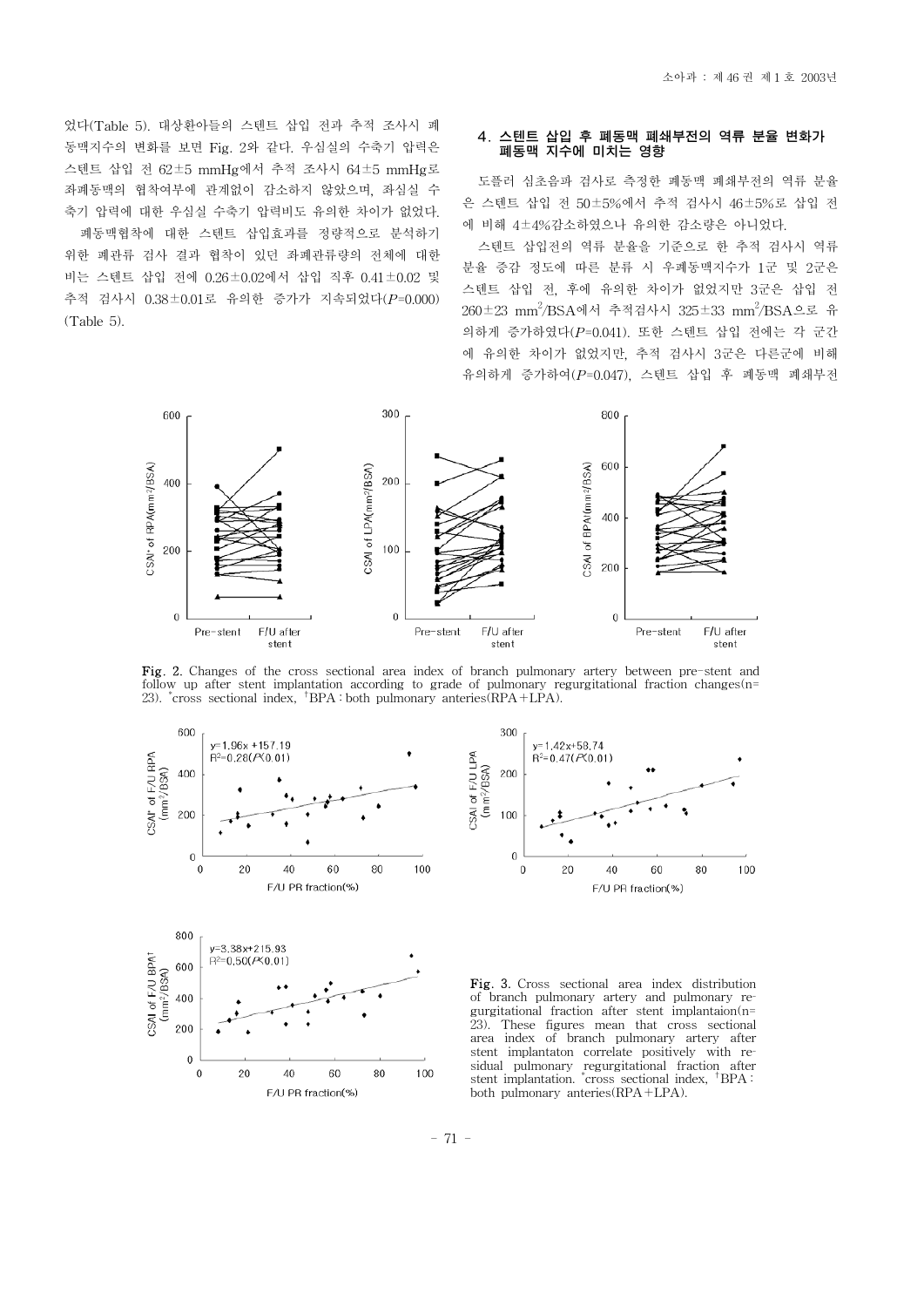었다(Table 5). 대상환아들의 스텐트 삽입 전과 추적 조사시 폐동맥지수의 변화를 보면 Fig. 2와 같다. 우심실의 수축기 압력은 스텐트 삽입 전 62±5 mmHg에서 추적 조사시 64±5 mmHg로 좌폐동맥의 협착여부에 관계없이 감소하지 않았으며, 좌심실 수축기 압력에 대한 우심실 수축기 압력비도 유의한 차이가 없었다.

폐동맥협착에 대한 스텐트 삽입효과를 정량적으로 분석하기 위한 폐관류 검사 결과 협착이 있던 좌폐관류량의 전체에 대한 비는 스텐트 삽입 전에 0.26±0.02에서 삽입 직후 0.41±0.02 및 추적 검사시 0.38±0.01로 유의한 증가가 지속되었다($P$=0.000) (Table 5).

### 4. 스텐트 삽입 후 폐동맥 폐쇄부전의 역류 분율 변화가 폐동맥 지수에 미치는 영향

도플러 심초음파 검사로 측정한 폐동맥 폐쇄부전의 역류 분율은 스텐트 삽입 전 50±5%에서 추적 검사시 46±5%로 삽입 전에 비해 4±4%감소하였으나 유의한 감소량은 아니었다.

스텐트 삽입전의 역류 분율을 기준으로 한 추적 검사시 역류 분율 증감 정도에 따른 분류 시 우폐동맥지수가 1군 및 2군은 스텐트 삽입 전, 후에 유의한 차이가 없었지만 3군은 삽입 전 260±23 $mm^2$/BSA에서 추적검사시 325±33 $mm^2$/BSA으로 유의하게 증가하였다($P$=0.041). 또한 스텐트 삽입 전에는 각 군간에 유의한 차이가 없었지만, 추적 검사시 3군은 다른군에 비해 유의하게 증가하여($P$=0.047), 스텐트 삽입 후 폐동맥 폐쇄부전

**Fig. 2.** Changes of the cross sectional area index of branch pulmonary artery between pre-stent and follow up after stent implantation according to grade of pulmonary regurgitational fraction changes(n=23). *cross sectional index, †BPA : both pulmonary anteries(RPA+LPA).

**Fig. 3.** Cross sectional area index distribution of branch pulmonary artery and pulmonary regurgitational fraction after stent implantaion(n=23). These figures mean that cross sectional area index of branch pulmonary artery after stent implantaton correlate positively with residual pulmonary regurgitational fraction after stent implantation. *cross sectional index, †BPA : both pulmonary anteries(RPA+LPA).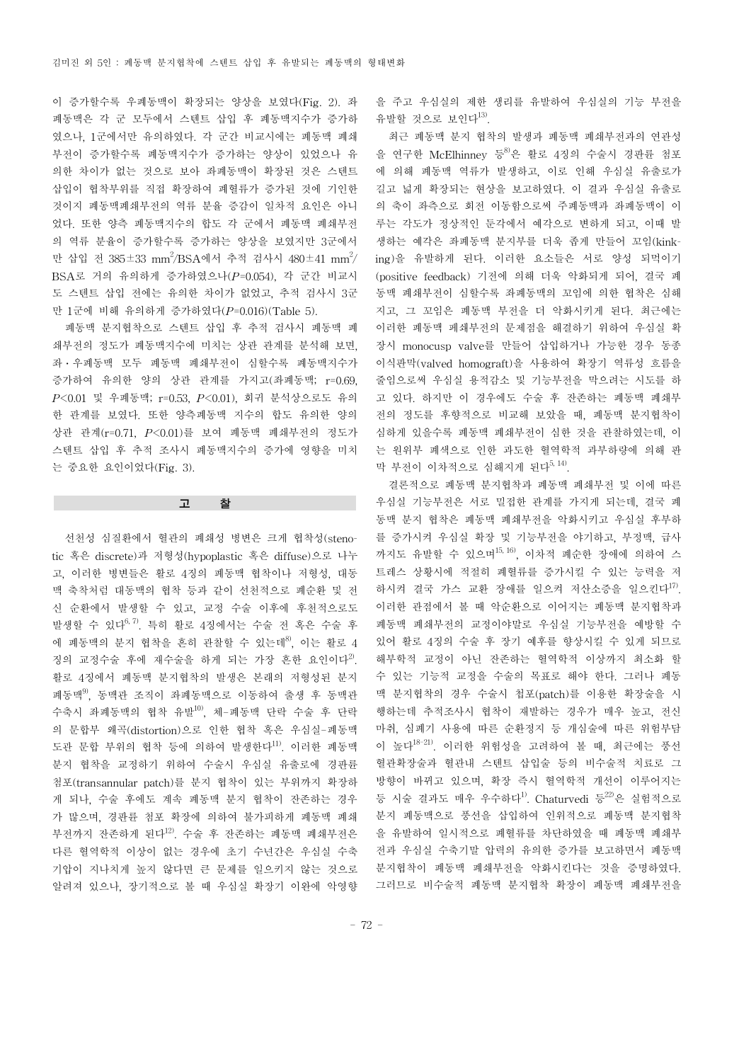이 증가할수록 우폐동맥이 확장되는 양상을 보였다(Fig. 2). 좌폐동맥은 각 군 모두에서 스텐트 삽입 후 폐동맥지수가 증가하였으나, 1군에서만 유의하였다. 각 군간 비교시에는 폐동맥 폐쇄부전이 증가할수록 폐동맥지수가 증가하는 양상이 있었으나 유의한 차이가 없는 것으로 보아 좌폐동맥이 확장된 것은 스텐트 삽입이 협착부위를 직접 확장하여 폐혈류가 증가된 것에 기인한 것이지 폐동맥폐쇄부전의 역류 분율 증감이 일차적 요인은 아니었다. 또한 양측 폐동맥지수의 합도 각 군에서 폐동맥 폐쇄부전의 역류 분율이 증가할수록 증가하는 양상을 보였지만 3군에서만 삽입 전 385±33 $mm^2$/BSA에서 추적 검사시 480±41 $mm^2$/BSA로 거의 유의하게 증가하였으나($P$=0.054), 각 군간 비교시도 스텐트 삽입 전에는 유의한 차이가 없었고, 추적 검사시 3군만 1군에 비해 유의하게 증가하였다($P$=0.016)(Table 5).

폐동맥 분지협착으로 스텐트 삽입 후 추적 검사시 폐동맥 폐쇄부전의 정도가 폐동맥지수에 미치는 상관 관계를 분석해 보면, 좌·우폐동맥 모두 폐동맥 폐쇄부전이 심할수록 폐동맥지수가 증가하여 유의한 양의 상관 관계를 가지고(좌폐동맥; r=0.69, $P$<0.01 및 우폐동맥; r=0.53, $P$<0.01), 회귀 분석상으로도 유의한 관계를 보였다. 또한 양측폐동맥 지수의 합도 유의한 양의 상관 관계(r=0.71, $P$<0.01)를 보여 폐동맥 폐쇄부전의 정도가 스텐트 삽입 후 추적 조사시 폐동맥지수의 증가에 영향을 미치는 중요한 요인이었다(Fig. 3).

## 고 찰

선천성 심질환에서 혈관의 폐쇄성 병변은 크게 협착성(stenotic 혹은 discrete)과 저형성(hypoplastic 혹은 diffuse)으로 나누고, 이러한 병변들은 활로 4징의 폐동맥 협착이나 저형성, 대동맥 축착처럼 대동맥의 협착 등과 같이 선천적으로 폐순환 및 전신 순환에서 발생할 수 있고, 교정 수술 이후에 후천적으로도 발생할 수 있다[6, 7]. 특히 활로 4징에서는 수술 전 혹은 수술 후에 폐동맥의 분지 협착을 흔히 관찰할 수 있는데[8], 이는 활로 4징의 교정수술 후에 재수술을 하게 되는 가장 흔한 요인이다[2]. 활로 4징에서 폐동맥 분지협착의 발생은 본래의 저형성된 분지 폐동맥[9], 동맥관 조직이 좌폐동맥으로 이동하여 출생 후 동맥관 수축시 좌폐동맥의 협착 유발[10], 체-폐동맥 단락 수술 후 단락의 문합부 왜곡(distortion)으로 인한 협착 혹은 우심실-폐동맥 도관 문합 부위의 협착 등에 의하여 발생한다[11]. 이러한 폐동맥 분지 협착을 교정하기 위하여 수술시 우심실 유출로에 경판륜 첩포(transannular patch)를 분지 협착이 있는 부위까지 확장하게 되나, 수술 후에도 계속 폐동맥 분지 협착이 잔존하는 경우가 많으며, 경판륜 첩포 확장에 의하여 불가피하게 폐동맥 폐쇄부전까지 잔존하게 된다[12]. 수술 후 잔존하는 폐동맥 폐쇄부전은 다른 혈역학적 이상이 없는 경우에 초기 수년간은 우심실 수축기압이 지나치게 높지 않다면 큰 문제를 일으키지 않는 것으로 알려져 있으나, 장기적으로 볼 때 우심실 확장기 이완에 악영향을 주고 우심실의 제한 생리를 유발하여 우심실의 기능 부전을 유발할 것으로 보인다[13].

최근 폐동맥 분지 협착의 발생과 폐동맥 폐쇄부전과의 연관성을 연구한 McElhinney 등[8]은 활로 4징의 수술시 경판륜 첩포에 의해 폐동맥 역류가 발생하고, 이로 인해 우심실 유출로가 길고 넓게 확장되는 현상을 보고하였다. 이 결과 우심실 유출로의 축이 좌측으로 회전 이동함으로써 주폐동맥과 좌폐동맥이 이루는 각도가 정상적인 둔각에서 예각으로 변하게 되고, 이때 발생하는 예각은 좌폐동맥 분지부를 더욱 좁게 만들어 꼬임(kinking)을 유발하게 된다. 이러한 요소들은 서로 양성 되먹이기(positive feedback) 기전에 의해 더욱 악화되게 되어, 결국 폐동맥 폐쇄부전이 심할수록 좌폐동맥의 꼬임에 의한 협착은 심해지고, 그 꼬임은 폐동맥 부전을 더 악화시키게 된다. 최근에는 이러한 폐동맥 폐쇄부전의 문제점을 해결하기 위하여 우심실 확장시 monocusp valve를 만들어 삽입하거나 가능한 경우 동종이식판막(valved homograft)을 사용하여 확장기 역류성 흐름을 줄임으로써 우심실 용적감소 및 기능부전을 막으려는 시도를 하고 있다. 하지만 이 경우에도 수술 후 잔존하는 폐동맥 폐쇄부전의 정도를 후향적으로 비교해 보았을 때, 폐동맥 분지협착이 심하게 있을수록 폐동맥 폐쇄부전이 심한 것을 관찰하였는데, 이는 원위부 폐색으로 인한 과도한 혈역학적 과부하량에 의해 판막 부전이 이차적으로 심해지게 된다[5, 14].

결론적으로 폐동맥 분지협착과 폐동맥 폐쇄부전 및 이에 따른 우심실 기능부전은 서로 밀접한 관계를 가지게 되는데, 결국 폐동맥 분지 협착은 폐동맥 폐쇄부전을 악화시키고 우심실 후부하를 증가시켜 우심실 확장 및 기능부전을 야기하고, 부정맥, 급사까지도 유발할 수 있으며[15, 16], 이차적 폐순환 장애에 의하여 스트레스 상황시에 적절히 폐혈류를 증가시킬 수 있는 능력을 저하시켜 결국 가스 교환 장애를 일으켜 저산소증을 일으킨다[17]. 이러한 관점에서 볼 때 악순환으로 이어지는 폐동맥 분지협착과 폐동맥 폐쇄부전의 교정이야말로 우심실 기능부전을 예방할 수 있어 활로 4징의 수술 후 장기 예후를 향상시킬 수 있게 되므로 해부학적 교정이 아닌 잔존하는 혈역학적 이상까지 최소화 할 수 있는 기능적 교정을 수술의 목표로 해야 한다. 그러나 폐동맥 분지협착의 경우 수술시 첩포(patch)를 이용한 확장술을 시행하는데 추적조사시 협착이 재발하는 경우가 매우 높고, 전신마취, 심폐기 사용에 따른 순환정지 등 개심술에 따른 위험부담이 높다[18-21]. 이러한 위험성을 고려하여 볼 때, 최근에는 풍선 혈관확장술과 혈관내 스텐트 삽입술 등의 비수술적 치료로 그 방향이 바뀌고 있으며, 확장 즉시 혈역학적 개선이 이루어지는 등 시술 결과도 매우 우수하다[1]. Chaturvedi 등[22]은 실험적으로 분지 폐동맥으로 풍선을 삽입하여 인위적으로 폐동맥 분지협착을 유발하여 일시적으로 폐혈류를 차단하였을 때 폐동맥 폐쇄부전과 우심실 수축기말 압력의 유의한 증가를 보고하면서 폐동맥 분지협착이 폐동맥 폐쇄부전을 악화시킨다는 것을 증명하였다. 그러므로 비수술적 폐동맥 분지협착 확장이 폐동맥 폐쇄부전을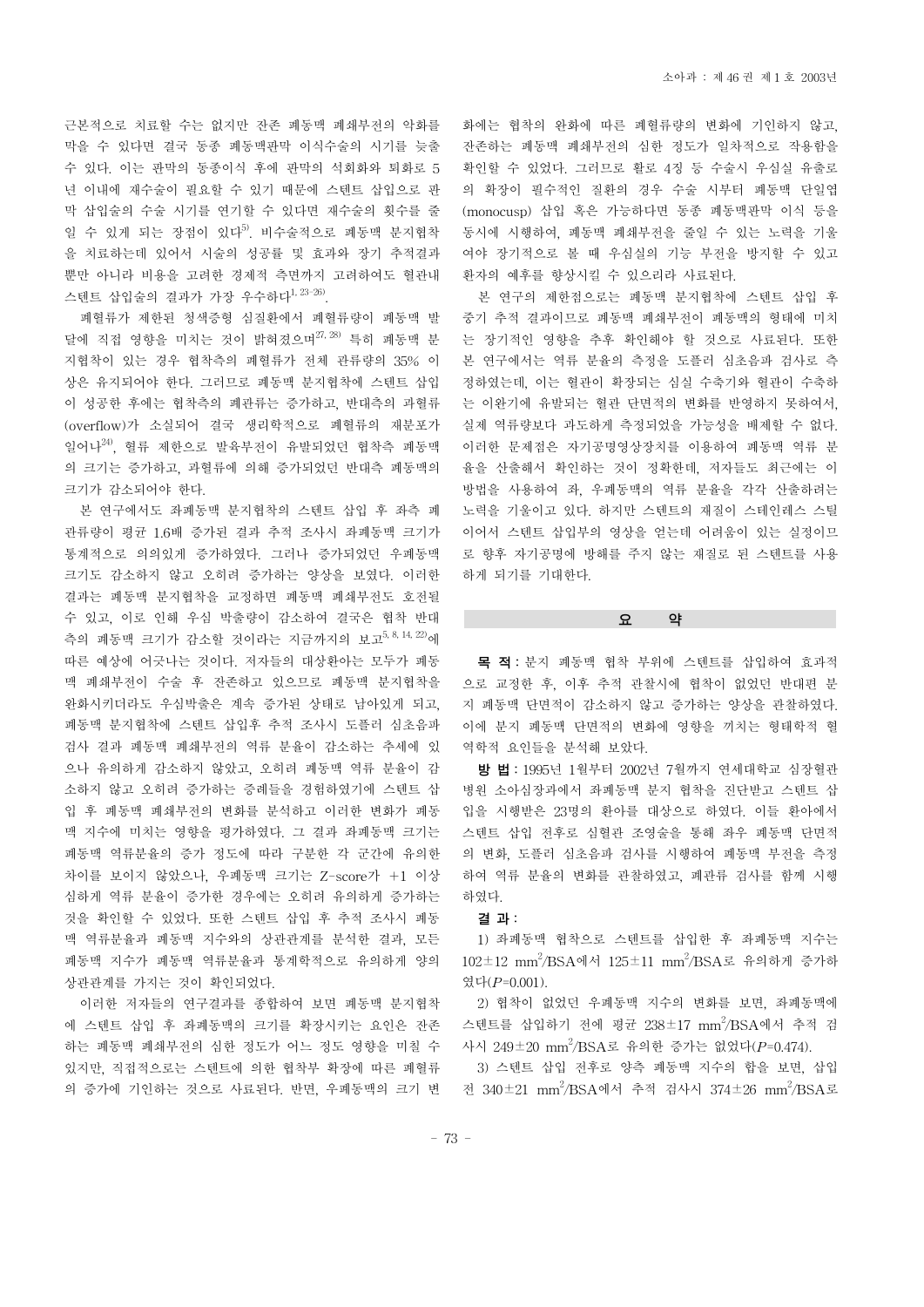근본적으로 치료할 수는 없지만 잔존 폐동맥 폐쇄부전의 악화를 막을 수 있다면 결국 동종 폐동맥판막 이식수술의 시기를 늦출 수 있다. 이는 판막의 동종이식 후에 판막의 석회화와 퇴화로 5년 이내에 재수술이 필요할 수 있기 때문에 스텐트 삽입으로 판막 삽입술의 수술 시기를 연기할 수 있다면 재수술의 횟수를 줄일 수 있게 되는 장점이 있다[5]. 비수술적으로 폐동맥 분지협착을 치료하는데 있어서 시술의 성공률 및 효과와 장기 추적결과 뿐만 아니라 비용을 고려한 경제적 측면까지 고려하여도 혈관내 스텐트 삽입술의 결과가 가장 우수하다[1, 23-26].

폐혈류가 제한된 청색증형 심질환에서 폐혈류량이 폐동맥 발달에 직접 영향을 미치는 것이 밝혀졌으며[27, 28] 특히 폐동맥 분지협착이 있는 경우 협착측의 폐혈류가 전체 관류량의 35% 이상은 유지되어야 한다. 그러므로 폐동맥 분지협착에 스텐트 삽입이 성공한 후에는 협착측의 폐관류는 증가하고, 반대측의 과혈류(overflow)가 소실되어 결국 생리학적으로 폐혈류의 재분포가 일어나[24], 혈류 제한으로 발육부전이 유발되었던 협착측 폐동맥의 크기는 증가하고, 과혈류에 의해 증가되었던 반대측 폐동맥의 크기가 감소되어야 한다.

본 연구에서도 좌폐동맥 분지협착의 스텐트 삽입 후 좌측 폐관류량이 평균 1.6배 증가된 결과 추적 조사시 좌폐동맥 크기가 통계적으로 의의있게 증가하였다. 그러나 증가되었던 우폐동맥 크기도 감소하지 않고 오히려 증가하는 양상을 보였다. 이러한 결과는 폐동맥 분지협착을 교정하면 폐동맥 폐쇄부전도 호전될 수 있고, 이로 인해 우심 박출량이 감소하여 결국은 협착 반대측의 폐동맥 크기가 감소할 것이라는 지금까지의 보고[5, 8, 14, 22]에 따른 예상에 어긋나는 것이다. 저자들의 대상환아는 모두가 폐동맥 폐쇄부전이 수술 후 잔존하고 있으므로 폐동맥 분지협착을 완화시키더라도 우심박출은 계속 증가된 상태로 남아있게 되고, 폐동맥 분지협착에 스텐트 삽입후 추적 조사시 도플러 심초음파 검사 결과 폐동맥 폐쇄부전의 역류 분율이 감소하는 추세에 있으나 유의하게 감소하지 않았고, 오히려 폐동맥 역류 분율이 감소하지 않고 오히려 증가하는 증례들을 경험하였기에 스텐트 삽입 후 폐동맥 폐쇄부전의 변화를 분석하고 이러한 변화가 폐동맥 지수에 미치는 영향을 평가하였다. 그 결과 좌폐동맥 크기는 폐동맥 역류분율의 증가 정도에 따라 구분한 각 군간에 유의한 차이를 보이지 않았으나, 우폐동맥 크기는 Z-score가 +1 이상 심하게 역류 분율이 증가한 경우에는 오히려 유의하게 증가하는 것을 확인할 수 있었다. 또한 스텐트 삽입 후 추적 조사시 폐동맥 역류분율과 폐동맥 지수와의 상관관계를 분석한 결과, 모든 폐동맥 지수가 폐동맥 역류분율과 통계학적으로 유의하게 양의 상관관계를 가지는 것이 확인되었다.

이러한 저자들의 연구결과를 종합하여 보면 폐동맥 분지협착에 스텐트 삽입 후 좌폐동맥의 크기를 확장시키는 요인은 잔존하는 폐동맥 폐쇄부전의 심한 정도가 어느 정도 영향을 미칠 수 있지만, 직접적으로는 스텐트에 의한 협착부 확장에 따른 폐혈류의 증가에 기인하는 것으로 사료된다. 반면, 우폐동맥의 크기 변화에는 협착의 완화에 따른 폐혈류량의 변화에 기인하지 않고, 잔존하는 폐동맥 폐쇄부전의 심한 정도가 일차적으로 작용함을 확인할 수 있었다. 그러므로 활로 4징 등 수술시 우심실 유출로의 확장이 필수적인 질환의 경우 수술 시부터 폐동맥 단일엽(monocusp) 삽입 혹은 가능하다면 동종 폐동맥판막 이식 등을 동시에 시행하여, 폐동맥 폐쇄부전을 줄일 수 있는 노력을 기울여야 장기적으로 볼 때 우심실의 기능 부전을 방지할 수 있고 환자의 예후를 향상시킬 수 있으리라 사료된다.

본 연구의 제한점으로는 폐동맥 분지협착에 스텐트 삽입 후 중기 추적 결과이므로 폐동맥 폐쇄부전이 폐동맥의 형태에 미치는 장기적인 영향을 추후 확인해야 할 것으로 사료된다. 또한 본 연구에서는 역류 분율의 측정을 도플러 심초음파 검사로 측정하였는데, 이는 혈관이 확장되는 심실 수축기와 혈관이 수축하는 이완기에 유발되는 혈관 단면적의 변화를 반영하지 못하여서, 실제 역류량보다 과도하게 측정되었을 가능성을 배제할 수 없다. 이러한 문제점은 자기공명영상장치를 이용하여 폐동맥 역류 분율을 산출해서 확인하는 것이 정확한데, 저자들도 최근에는 이 방법을 사용하여 좌, 우폐동맥의 역류 분율을 각각 산출하려는 노력을 기울이고 있다. 하지만 스텐트의 재질이 스테인레스 스틸이어서 스텐트 삽입부의 영상을 얻는데 어려움이 있는 실정이므로 향후 자기공명에 방해를 주지 않는 재질로 된 스텐트를 사용하게 되기를 기대한다.

## 요 약

**목 적:** 분지 폐동맥 협착 부위에 스텐트를 삽입하여 효과적으로 교정한 후, 이후 추적 관찰시에 협착이 없었던 반대편 분지 폐동맥 단면적이 감소하지 않고 증가하는 양상을 관찰하였다. 이에 분지 폐동맥 단면적의 변화에 영향을 끼치는 형태학적 혈역학적 요인들을 분석해 보았다.

**방 법:** 1995년 1월부터 2002년 7월까지 연세대학교 심장혈관병원 소아심장과에서 좌폐동맥 분지 협착을 진단받고 스텐트 삽입을 시행받은 23명의 환아를 대상으로 하였다. 이들 환아에서 스텐트 삽입 전후로 심혈관 조영술을 통해 좌우 폐동맥 단면적의 변화, 도플러 심초음파 검사를 시행하여 폐동맥 부전을 측정하여 역류 분율의 변화를 관찰하였고, 폐관류 검사를 함께 시행하였다.

**결 과:**

1) 좌폐동맥 협착으로 스텐트를 삽입한 후 좌폐동맥 지수는 102±12 $mm^2$/BSA에서 125±11 $mm^2$/BSA로 유의하게 증가하였다($P$=0.001).

2) 협착이 없었던 우폐동맥 지수의 변화를 보면, 좌폐동맥에 스텐트를 삽입하기 전에 평균 238±17 $mm^2$/BSA에서 추적 검사시 249±20 $mm^2$/BSA로 유의한 증가는 없었다($P$=0.474).

3) 스텐트 삽입 전후로 양측 폐동맥 지수의 합을 보면, 삽입 전 340±21 $mm^2$/BSA에서 추적 검사시 374±26 $mm^2$/BSA로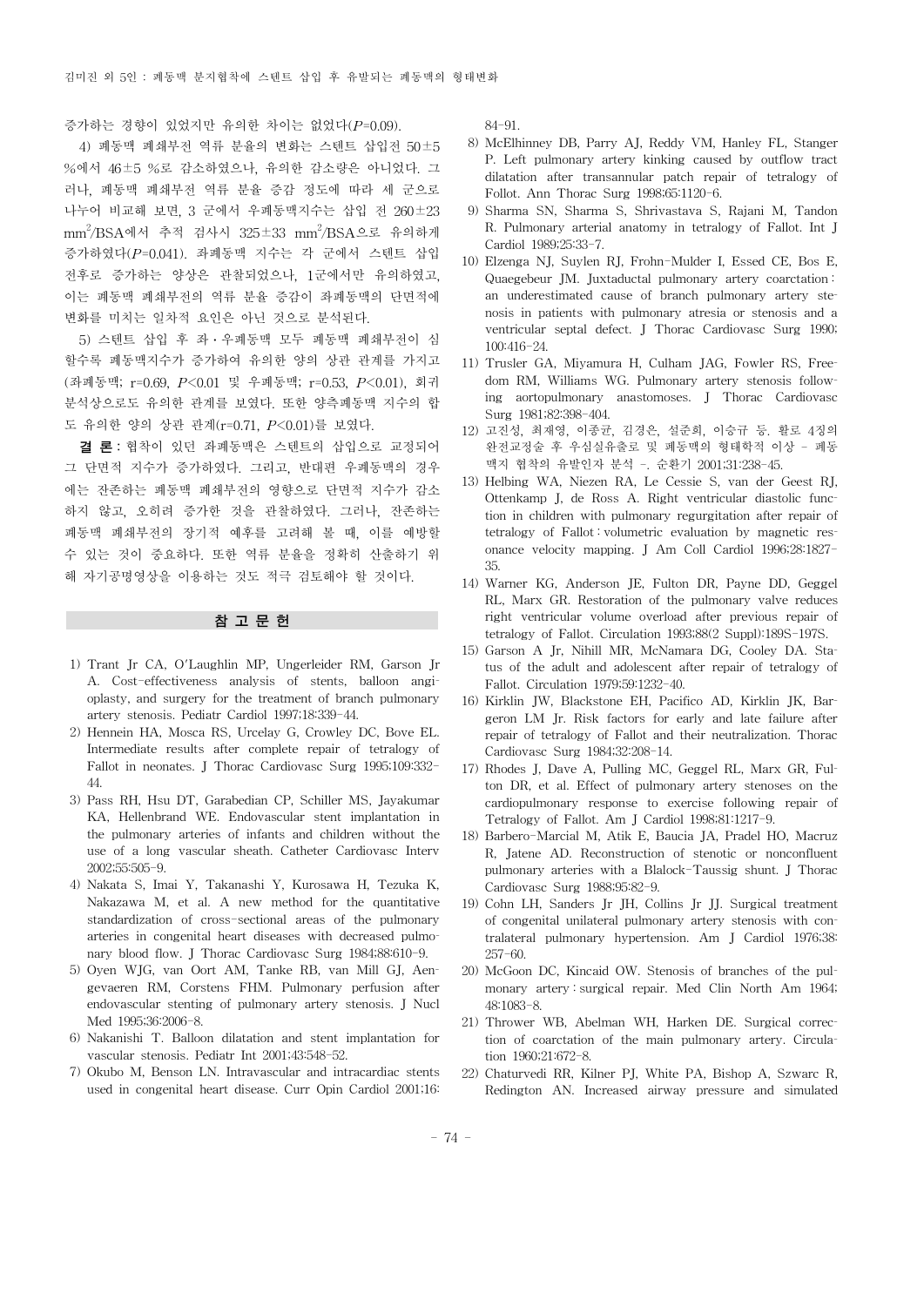증가하는 경향이 있었지만 유의한 차이는 없었다($P$=0.09).

4) 폐동맥 폐쇄부전 역류 분율의 변화는 스텐트 삽입전 50±5 %에서 46±5 %로 감소하였으나, 유의한 감소량은 아니었다. 그러나, 폐동맥 폐쇄부전 역류 분율 증감 정도에 따라 세 군으로 나누어 비교해 보면, 3 군에서 우폐동맥지수는 삽입 전 260±23 $mm^2$/BSA에서 추적 검사시 325±33 $mm^2$/BSA으로 유의하게 증가하였다($P$=0.041). 좌폐동맥 지수는 각 군에서 스텐트 삽입 전후로 증가하는 양상은 관찰되었으나, 1군에서만 유의하였고, 이는 폐동맥 폐쇄부전의 역류 분율 증감이 좌폐동맥의 단면적에 변화를 미치는 일차적 요인은 아닌 것으로 분석된다.

5) 스텐트 삽입 후 좌·우폐동맥 모두 폐동맥 폐쇄부전이 심할수록 폐동맥지수가 증가하여 유의한 양의 상관 관계를 가지고 (좌폐동맥; r=0.69, $P$<0.01 및 우폐동맥; r=0.53, $P$<0.01), 회귀분석상으로도 유의한 관계를 보였다. 또한 양측폐동맥 지수의 합도 유의한 양의 상관 관계(r=0.71, $P$<0.01)를 보였다.

**결 론**: 협착이 있던 좌폐동맥은 스텐트의 삽입으로 교정되어 그 단면적 지수가 증가하였다. 그리고, 반대편 우폐동맥의 경우에는 잔존하는 폐동맥 폐쇄부전의 영향으로 단면적 지수가 감소하지 않고, 오히려 증가한 것을 관찰하였다. 그러나, 잔존하는 폐동맥 폐쇄부전의 장기적 예후를 고려해 볼 때, 이를 예방할 수 있는 것이 중요하다. 또한 역류 분율을 정확히 산출하기 위해 자기공명영상을 이용하는 것도 적극 검토해야 할 것이다.

## 참 고 문 헌

1) Trant Jr CA, O'Laughlin MP, Ungerleider RM, Garson Jr A. Cost-effectiveness analysis of stents, balloon angioplasty, and surgery for the treatment of branch pulmonary artery stenosis. Pediatr Cardiol 1997;18:339-44.
2) Hennein HA, Mosca RS, Urcelay G, Crowley DC, Bove EL. Intermediate results after complete repair of tetralogy of Fallot in neonates. J Thorac Cardiovasc Surg 1995;109:332-44.
3) Pass RH, Hsu DT, Garabedian CP, Schiller MS, Jayakumar KA, Hellenbrand WE. Endovascular stent implantation in the pulmonary arteries of infants and children without the use of a long vascular sheath. Catheter Cardiovasc Interv 2002;55:505-9.
4) Nakata S, Imai Y, Takanashi Y, Kurosawa H, Tezuka K, Nakazawa M, et al. A new method for the quantitative standardization of cross-sectional areas of the pulmonary arteries in congenital heart diseases with decreased pulmonary blood flow. J Thorac Cardiovasc Surg 1984;88:610-9.
5) Oyen WJG, van Oort AM, Tanke RB, van Mill GJ, Aengevaeren RM, Corstens FHM. Pulmonary perfusion after endovascular stenting of pulmonary artery stenosis. J Nucl Med 1995;36:2006-8.
6) Nakanishi T. Balloon dilatation and stent implantation for vascular stenosis. Pediatr Int 2001;43:548-52.
7) Okubo M, Benson LN. Intravascular and intracardiac stents used in congenital heart disease. Curr Opin Cardiol 2001;16:84-91.
8) McElhinney DB, Parry AJ, Reddy VM, Hanley FL, Stanger P. Left pulmonary artery kinking caused by outflow tract dilatation after transannular patch repair of tetralogy of Follot. Ann Thorac Surg 1998;65:1120-6.
9) Sharma SN, Sharma S, Shrivastava S, Rajani M, Tandon R. Pulmonary arterial anatomy in tetralogy of Fallot. Int J Cardiol 1989;25:33-7.
10) Elzenga NJ, Suylen RJ, Frohn-Mulder I, Essed CE, Bos E, Quaegebeur JM. Juxtaductal pulmonary artery coarctation: an underestimated cause of branch pulmonary artery stenosis in patients with pulmonary atresia or stenosis and a ventricular septal defect. J Thorac Cardiovasc Surg 1990;100:416-24.
11) Trusler GA, Miyamura H, Culham JAG, Fowler RS, Freedom RM, Williams WG. Pulmonary artery stenosis following aortopulmonary anastomoses. J Thorac Cardiovasc Surg 1981;82:398-404.
12) 고진성, 최재영, 이종균, 김경은, 설준희, 이승규 등. 활로 4징의 완전교정술 후 우심실유출로 및 폐동맥의 형태학적 이상 - 폐동맥지 협착의 유발인자 분석 -. 순환기 2001;31:238-45.
13) Helbing WA, Niezen RA, Le Cessie S, van der Geest RJ, Ottenkamp J, de Ross A. Right ventricular diastolic function in children with pulmonary regurgitation after repair of tetralogy of Fallot: volumetric evaluation by magnetic resonance velocity mapping. J Am Coll Cardiol 1996;28:1827-35.
14) Warner KG, Anderson JE, Fulton DR, Payne DD, Geggel RL, Marx GR. Restoration of the pulmonary valve reduces right ventricular volume overload after previous repair of tetralogy of Fallot. Circulation 1993;88(2 Suppl):189S-197S.
15) Garson A Jr, Nihill MR, McNamara DG, Cooley DA. Status of the adult and adolescent after repair of tetralogy of Fallot. Circulation 1979;59:1232-40.
16) Kirklin JW, Blackstone EH, Pacifico AD, Kirklin JK, Bargeron LM Jr. Risk factors for early and late failure after repair of tetralogy of Fallot and their neutralization. Thorac Cardiovasc Surg 1984;32:208-14.
17) Rhodes J, Dave A, Pulling MC, Geggel RL, Marx GR, Fulton DR, et al. Effect of pulmonary artery stenoses on the cardiopulmonary response to exercise following repair of Tetralogy of Fallot. Am J Cardiol 1998;81:1217-9.
18) Barbero-Marcial M, Atik E, Baucia JA, Pradel HO, Macruz R, Jatene AD. Reconstruction of stenotic or nonconfluent pulmonary arteries with a Blalock-Taussig shunt. J Thorac Cardiovasc Surg 1988;95:82-9.
19) Cohn LH, Sanders Jr JH, Collins Jr JJ. Surgical treatment of congenital unilateral pulmonary artery stenosis with contralateral pulmonary hypertension. Am J Cardiol 1976;38:257-60.
20) McGoon DC, Kincaid OW. Stenosis of branches of the pulmonary artery: surgical repair. Med Clin North Am 1964;48:1083-8.
21) Thrower WB, Abelman WH, Harken DE. Surgical correction of coarctation of the main pulmonary artery. Circulation 1960;21:672-8.
22) Chaturvedi RR, Kilner PJ, White PA, Bishop A, Szwarc R, Redington AN. Increased airway pressure and simulated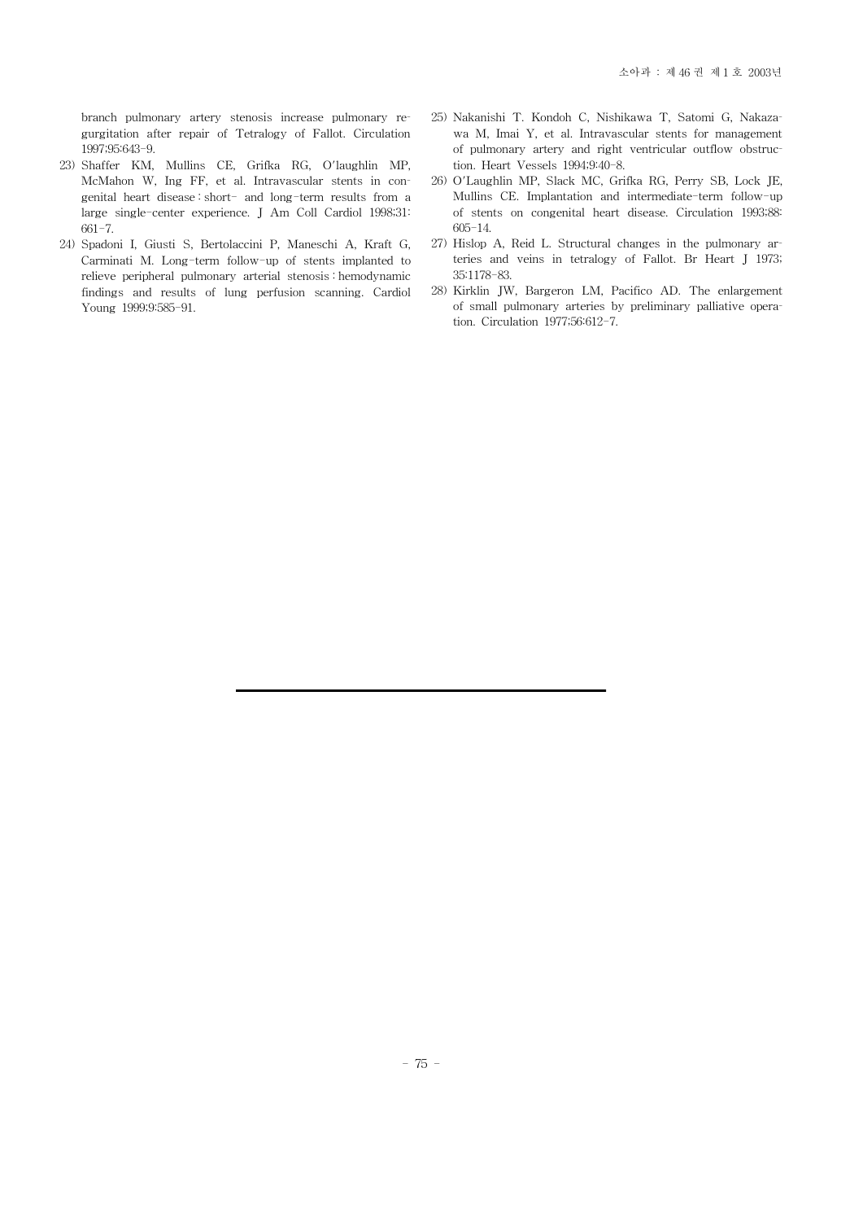branch pulmonary artery stenosis increase pulmonary regurgitation after repair of Tetralogy of Fallot. Circulation 1997;95:643-9.

23) Shaffer KM, Mullins CE, Grifka RG, O'laughlin MP, McMahon W, Ing FF, et al. Intravascular stents in congenital heart disease : short- and long-term results from a large single-center experience. J Am Coll Cardiol 1998;31: 661-7.

24) Spadoni I, Giusti S, Bertolaccini P, Maneschi A, Kraft G, Carminati M. Long-term follow-up of stents implanted to relieve peripheral pulmonary arterial stenosis : hemodynamic findings and results of lung perfusion scanning. Cardiol Young 1999;9:585-91.

25) Nakanishi T. Kondoh C, Nishikawa T, Satomi G, Nakazawa M, Imai Y, et al. Intravascular stents for management of pulmonary artery and right ventricular outflow obstruction. Heart Vessels 1994;9:40-8.

26) O'Laughlin MP, Slack MC, Grifka RG, Perry SB, Lock JE, Mullins CE. Implantation and intermediate-term follow-up of stents on congenital heart disease. Circulation 1993;88: 605-14.

27) Hislop A, Reid L. Structural changes in the pulmonary arteries and veins in tetralogy of Fallot. Br Heart J 1973; 35:1178-83.

28) Kirklin JW, Bargeron LM, Pacifico AD. The enlargement of small pulmonary arteries by preliminary palliative operation. Circulation 1977;56:612-7.